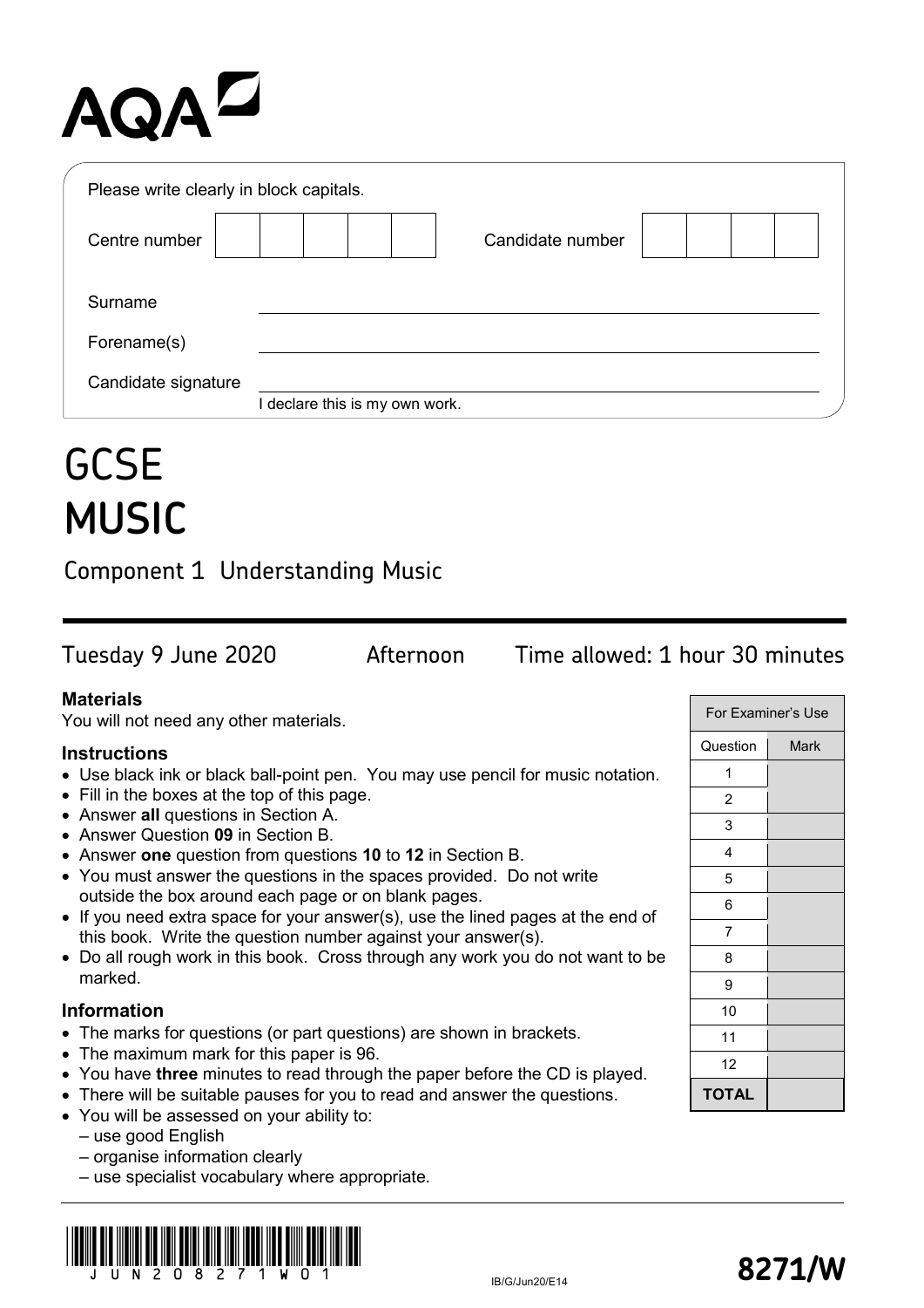AQA

Please write clearly in block capitals.

| Centre number | | Candidate number | |
|---|---|---|---|

Surname ______________________

Forename(s) ______________________

Candidate signature ______________________
I declare this is my own work.

# GCSE MUSIC

## Component 1 Understanding Music

Tuesday 9 June 2020 Afternoon Time allowed: 1 hour 30 minutes

### Materials

You will not need any other materials.

### Instructions

- Use black ink or black ball-point pen. You may use pencil for music notation.
- Fill in the boxes at the top of this page.
- Answer **all** questions in Section A.
- Answer Question **09** in Section B.
- Answer **one** question from questions **10** to **12** in Section B.
- You must answer the questions in the spaces provided. Do not write outside the box around each page or on blank pages.
- If you need extra space for your answer(s), use the lined pages at the end of this book. Write the question number against your answer(s).
- Do all rough work in this book. Cross through any work you do not want to be marked.

### Information

- The marks for questions (or part questions) are shown in brackets.
- The maximum mark for this paper is 96.
- You have **three** minutes to read through the paper before the CD is played.
- There will be suitable pauses for you to read and answer the questions.
- You will be assessed on your ability to:
  - use good English
  - organise information clearly
  - use specialist vocabulary where appropriate.

| For Examiner's Use | |
|---|---|
| Question | Mark |
| 1 | |
| 2 | |
| 3 | |
| 4 | |
| 5 | |
| 6 | |
| 7 | |
| 8 | |
| 9 | |
| 10 | |
| 11 | |
| 12 | |
| **TOTAL** | |

JUN208271W01

IB/G/Jun20/E14

**8271/W**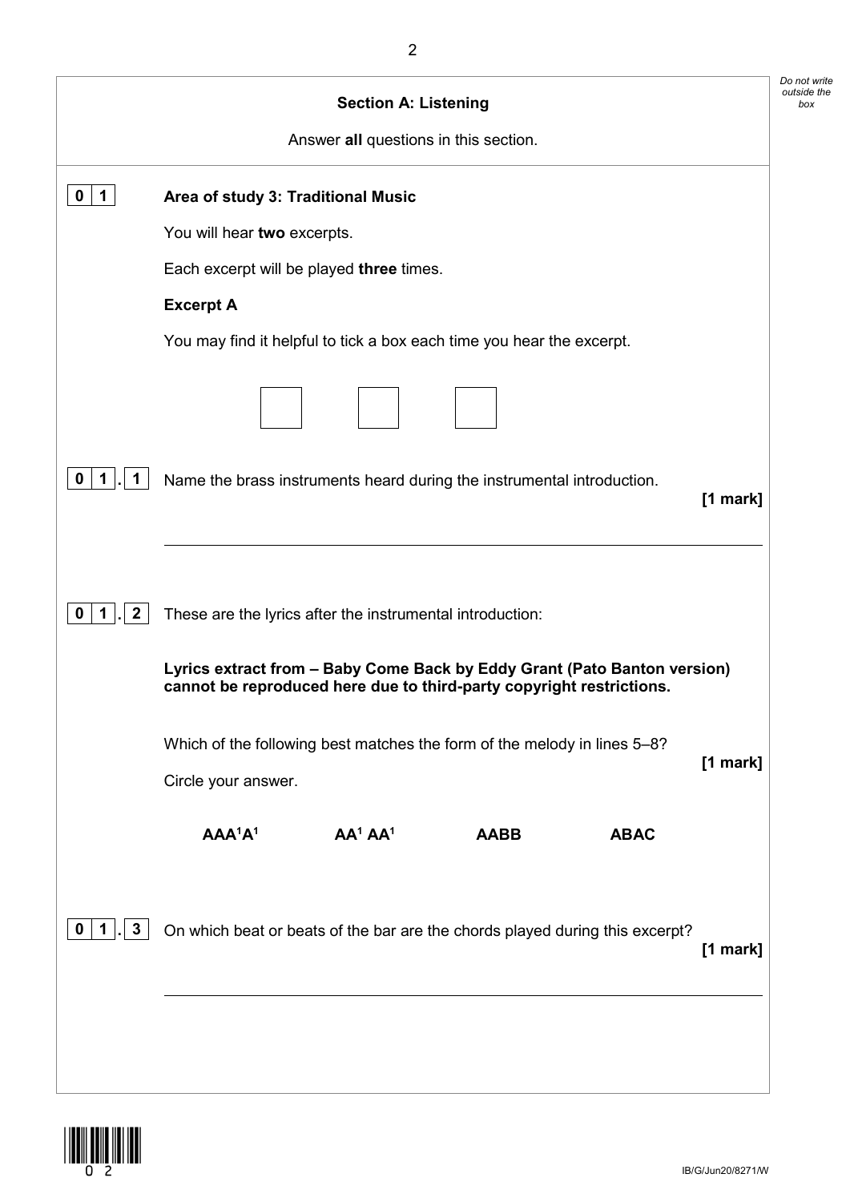## Section A: Listening

Answer **all** questions in this section.

**0 1** **Area of study 3: Traditional Music**

You will hear **two** excerpts.

Each excerpt will be played **three** times.

**Excerpt A**

You may find it helpful to tick a box each time you hear the excerpt.

☐ ☐ ☐

**0 1 . 1** Name the brass instruments heard during the instrumental introduction. **[1 mark]**

______________________________________________

**0 1 . 2** These are the lyrics after the instrumental introduction:

**Lyrics extract from – Baby Come Back by Eddy Grant (Pato Banton version) cannot be reproduced here due to third-party copyright restrictions.**

Which of the following best matches the form of the melody in lines 5–8? **[1 mark]**

Circle your answer.

**AAA$^1$A$^1$** **AA$^1$ AA$^1$** **AABB** **ABAC**

**0 1 . 3** On which beat or beats of the bar are the chords played during this excerpt? **[1 mark]**

______________________________________________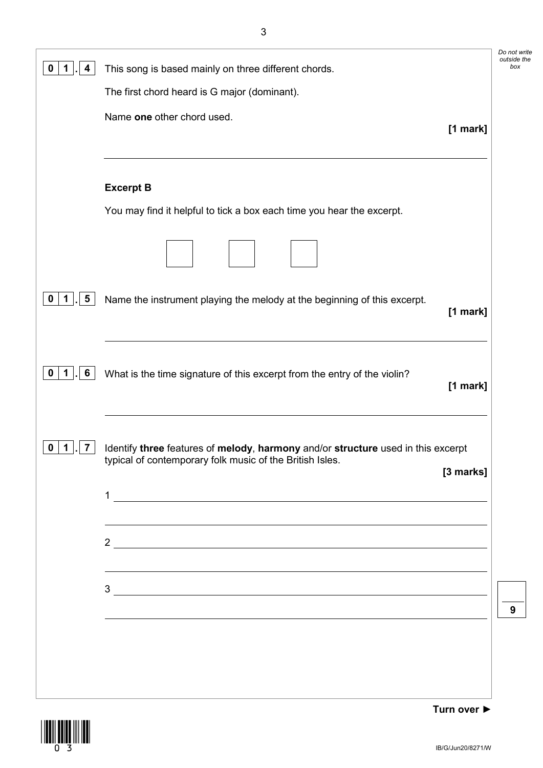**0 1 . 4** This song is based mainly on three different chords.

The first chord heard is G major (dominant).

Name **one** other chord used.

**[1 mark]**

___

**Excerpt B**

You may find it helpful to tick a box each time you hear the excerpt.

☐ ☐ ☐

**0 1 . 5** Name the instrument playing the melody at the beginning of this excerpt.

**[1 mark]**

___

**0 1 . 6** What is the time signature of this excerpt from the entry of the violin?

**[1 mark]**

___

**0 1 . 7** Identify **three** features of **melody**, **harmony** and/or **structure** used in this excerpt typical of contemporary folk music of the British Isles.

**[3 marks]**

1 ___

2 ___

3 ___

**Turn over ►**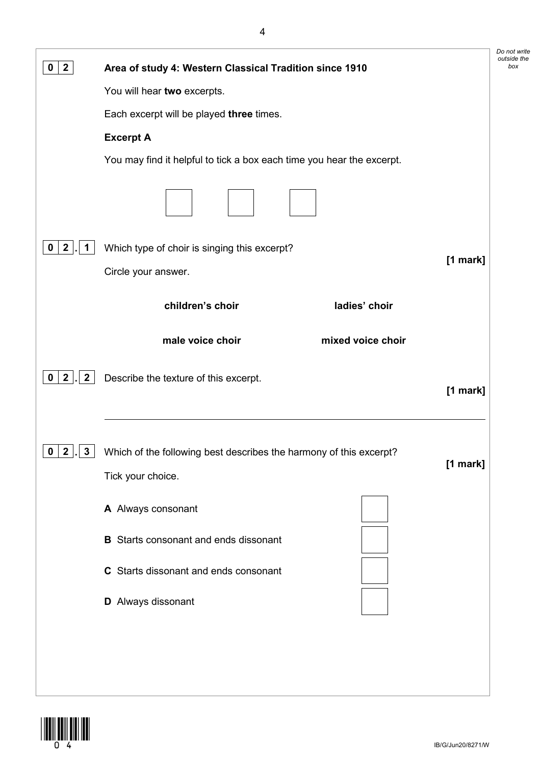**0 2** **Area of study 4: Western Classical Tradition since 1910**

You will hear **two** excerpts.

Each excerpt will be played **three** times.

**Excerpt A**

You may find it helpful to tick a box each time you hear the excerpt.

☐ ☐ ☐

**0 2 . 1** Which type of choir is singing this excerpt? **[1 mark]**

Circle your answer.

| | |
|---|---|
| **children's choir** | **ladies' choir** |
| **male voice choir** | **mixed voice choir** |

**0 2 . 2** Describe the texture of this excerpt. **[1 mark]**

___________________________________________________________

**0 2 . 3** Which of the following best describes the harmony of this excerpt? **[1 mark]**

Tick your choice.

**A** Always consonant ☐

**B** Starts consonant and ends dissonant ☐

**C** Starts dissonant and ends consonant ☐

**D** Always dissonant ☐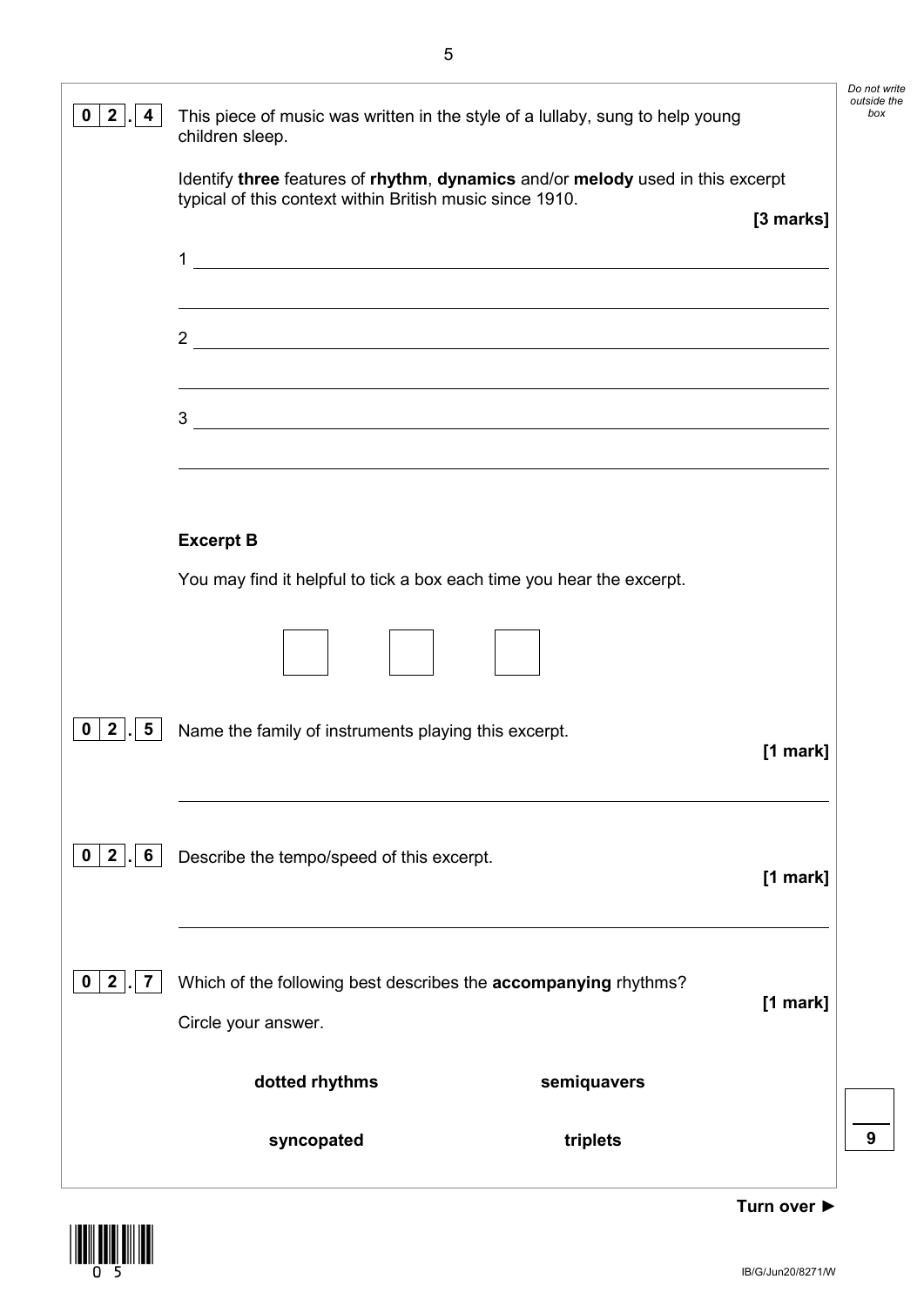**0 2 . 4** This piece of music was written in the style of a lullaby, sung to help young children sleep.

Identify **three** features of **rhythm**, **dynamics** and/or **melody** used in this excerpt typical of this context within British music since 1910.

**[3 marks]**

1 ______________________________________________

______________________________________________

2 ______________________________________________

______________________________________________

3 ______________________________________________

______________________________________________

**Excerpt B**

You may find it helpful to tick a box each time you hear the excerpt.

☐ ☐ ☐

**0 2 . 5** Name the family of instruments playing this excerpt.

**[1 mark]**

______________________________________________

**0 2 . 6** Describe the tempo/speed of this excerpt.

**[1 mark]**

______________________________________________

**0 2 . 7** Which of the following best describes the **accompanying** rhythms?

**[1 mark]**

Circle your answer.

**dotted rhythms** **semiquavers**

**syncopated** **triplets**

**Turn over ►**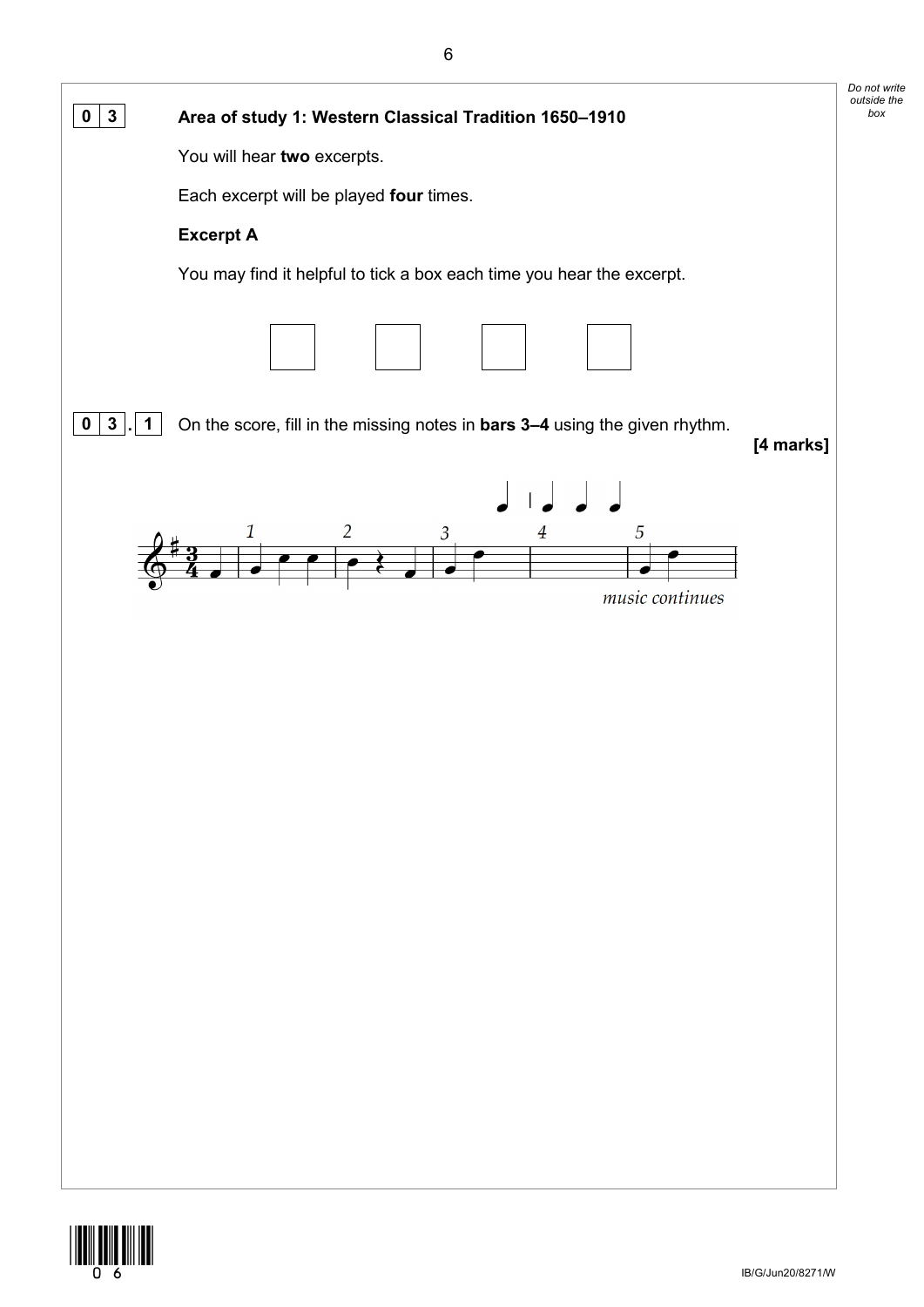**0 3** **Area of study 1: Western Classical Tradition 1650–1910**

You will hear **two** excerpts.

Each excerpt will be played **four** times.

**Excerpt A**

You may find it helpful to tick a box each time you hear the excerpt.

☐ ☐ ☐ ☐

**0 3 . 1** On the score, fill in the missing notes in **bars 3–4** using the given rhythm.

**[4 marks]**

*music continues*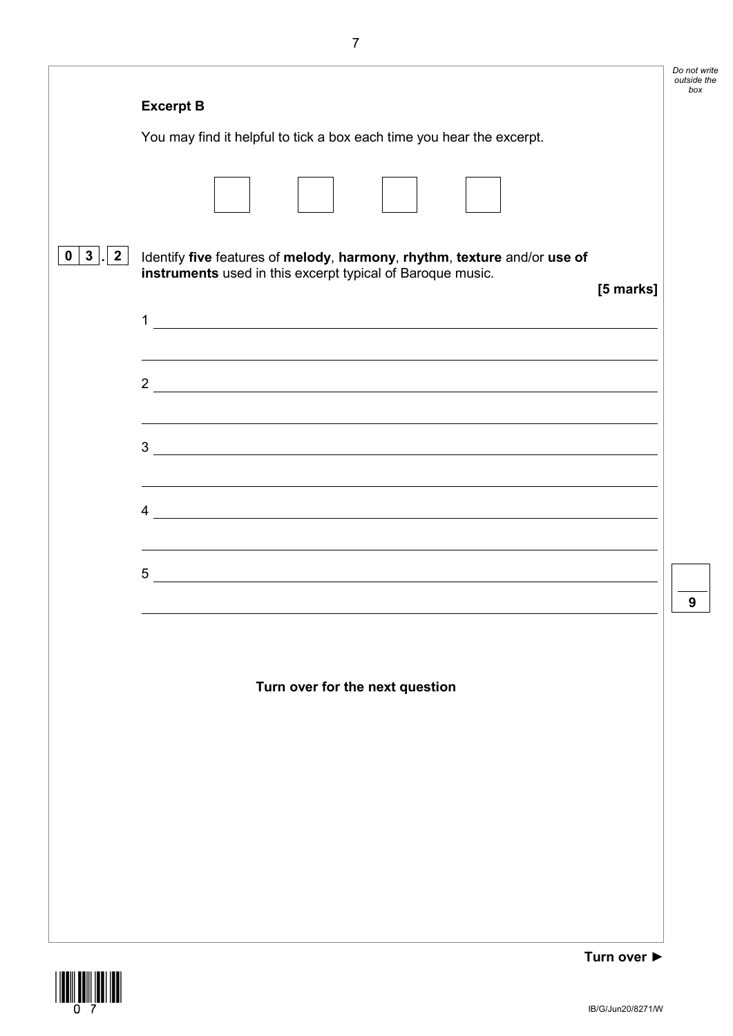**Excerpt B**

You may find it helpful to tick a box each time you hear the excerpt.

☐ ☐ ☐ ☐

**0 3 . 2** Identify **five** features of **melody**, **harmony**, **rhythm**, **texture** and/or **use of instruments** used in this excerpt typical of Baroque music.

**[5 marks]**

1 \_\_\_\_\_\_\_\_\_\_\_\_\_\_\_\_\_\_\_\_\_\_\_\_\_\_\_\_\_\_\_\_\_\_\_\_\_\_\_\_\_\_\_\_\_\_\_\_\_\_\_\_\_\_\_\_\_\_\_\_

\_\_\_\_\_\_\_\_\_\_\_\_\_\_\_\_\_\_\_\_\_\_\_\_\_\_\_\_\_\_\_\_\_\_\_\_\_\_\_\_\_\_\_\_\_\_\_\_\_\_\_\_\_\_\_\_\_\_\_\_\_\_

2 \_\_\_\_\_\_\_\_\_\_\_\_\_\_\_\_\_\_\_\_\_\_\_\_\_\_\_\_\_\_\_\_\_\_\_\_\_\_\_\_\_\_\_\_\_\_\_\_\_\_\_\_\_\_\_\_\_\_\_\_

\_\_\_\_\_\_\_\_\_\_\_\_\_\_\_\_\_\_\_\_\_\_\_\_\_\_\_\_\_\_\_\_\_\_\_\_\_\_\_\_\_\_\_\_\_\_\_\_\_\_\_\_\_\_\_\_\_\_\_\_\_\_

3 \_\_\_\_\_\_\_\_\_\_\_\_\_\_\_\_\_\_\_\_\_\_\_\_\_\_\_\_\_\_\_\_\_\_\_\_\_\_\_\_\_\_\_\_\_\_\_\_\_\_\_\_\_\_\_\_\_\_\_\_

\_\_\_\_\_\_\_\_\_\_\_\_\_\_\_\_\_\_\_\_\_\_\_\_\_\_\_\_\_\_\_\_\_\_\_\_\_\_\_\_\_\_\_\_\_\_\_\_\_\_\_\_\_\_\_\_\_\_\_\_\_\_

4 \_\_\_\_\_\_\_\_\_\_\_\_\_\_\_\_\_\_\_\_\_\_\_\_\_\_\_\_\_\_\_\_\_\_\_\_\_\_\_\_\_\_\_\_\_\_\_\_\_\_\_\_\_\_\_\_\_\_\_\_

\_\_\_\_\_\_\_\_\_\_\_\_\_\_\_\_\_\_\_\_\_\_\_\_\_\_\_\_\_\_\_\_\_\_\_\_\_\_\_\_\_\_\_\_\_\_\_\_\_\_\_\_\_\_\_\_\_\_\_\_\_\_

5 \_\_\_\_\_\_\_\_\_\_\_\_\_\_\_\_\_\_\_\_\_\_\_\_\_\_\_\_\_\_\_\_\_\_\_\_\_\_\_\_\_\_\_\_\_\_\_\_\_\_\_\_\_\_\_\_\_\_\_\_

\_\_\_\_\_\_\_\_\_\_\_\_\_\_\_\_\_\_\_\_\_\_\_\_\_\_\_\_\_\_\_\_\_\_\_\_\_\_\_\_\_\_\_\_\_\_\_\_\_\_\_\_\_\_\_\_\_\_\_\_\_\_

9

**Turn over for the next question**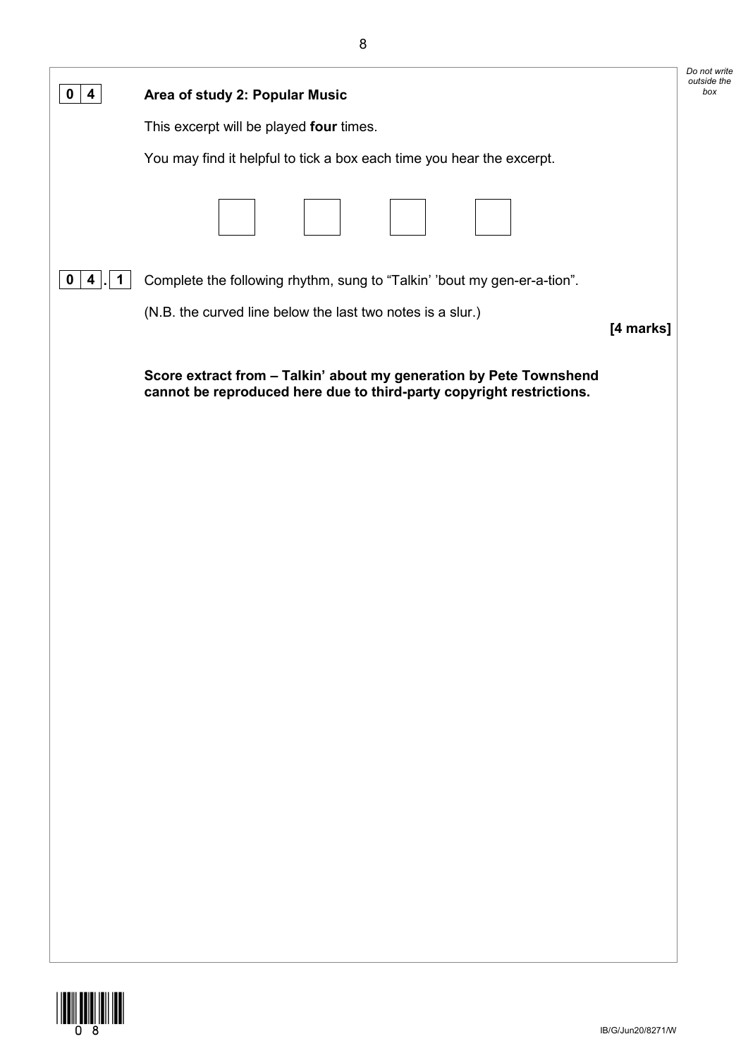**0 4** **Area of study 2: Popular Music**

This excerpt will be played **four** times.

You may find it helpful to tick a box each time you hear the excerpt.

☐ ☐ ☐ ☐

**0 4 . 1** Complete the following rhythm, sung to "Talkin' 'bout my gen-er-a-tion".

(N.B. the curved line below the last two notes is a slur.)

**[4 marks]**

**Score extract from – Talkin' about my generation by Pete Townshend cannot be reproduced here due to third-party copyright restrictions.**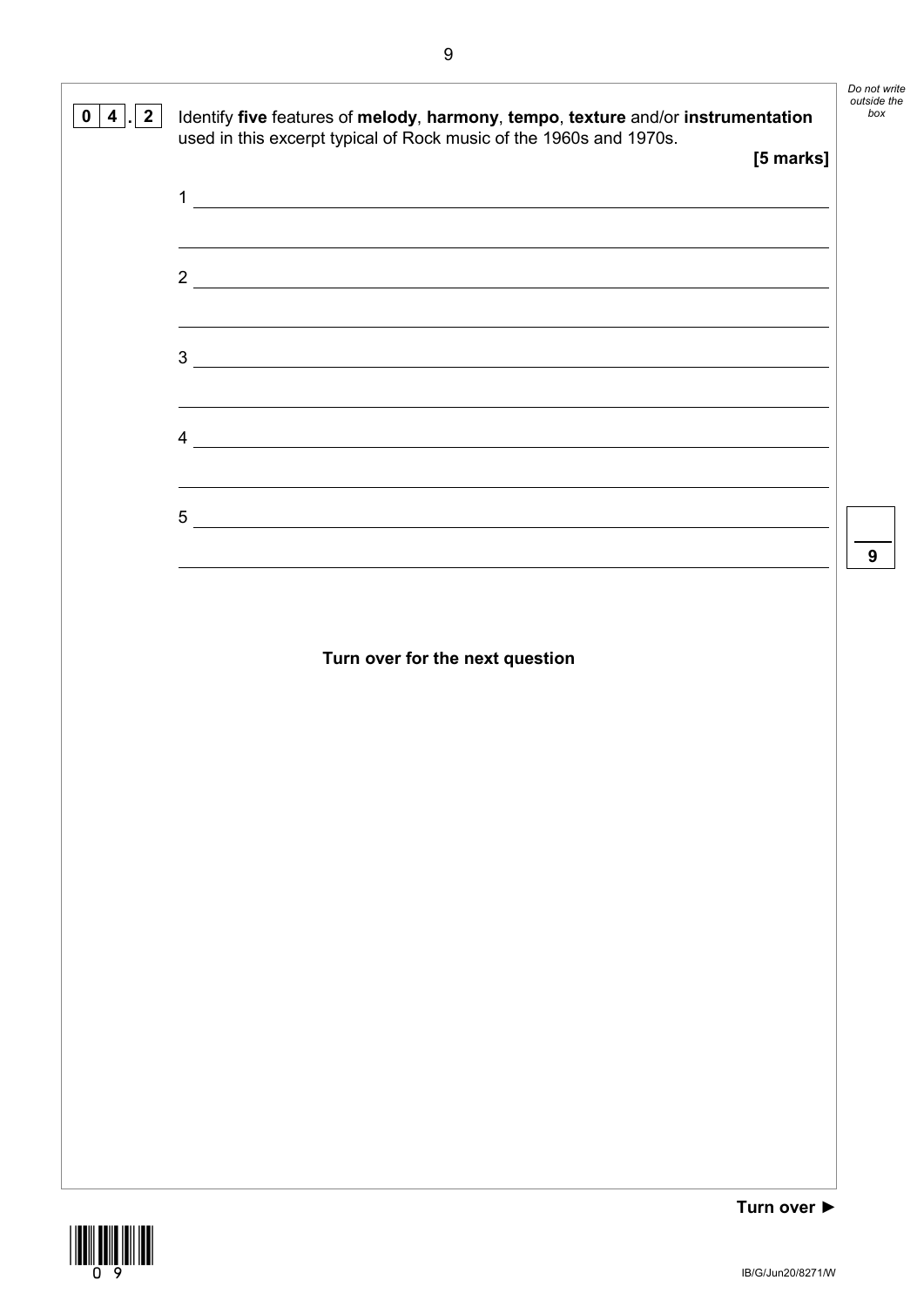**0 4 . 2** Identify **five** features of **melody**, **harmony**, **tempo**, **texture** and/or **instrumentation** used in this excerpt typical of Rock music of the 1960s and 1970s.

**[5 marks]**

1 ______________________________________________________________

______________________________________________________________

2 ______________________________________________________________

______________________________________________________________

3 ______________________________________________________________

______________________________________________________________

4 ______________________________________________________________

______________________________________________________________

5 ______________________________________________________________

______________________________________________________________

**Turn over for the next question**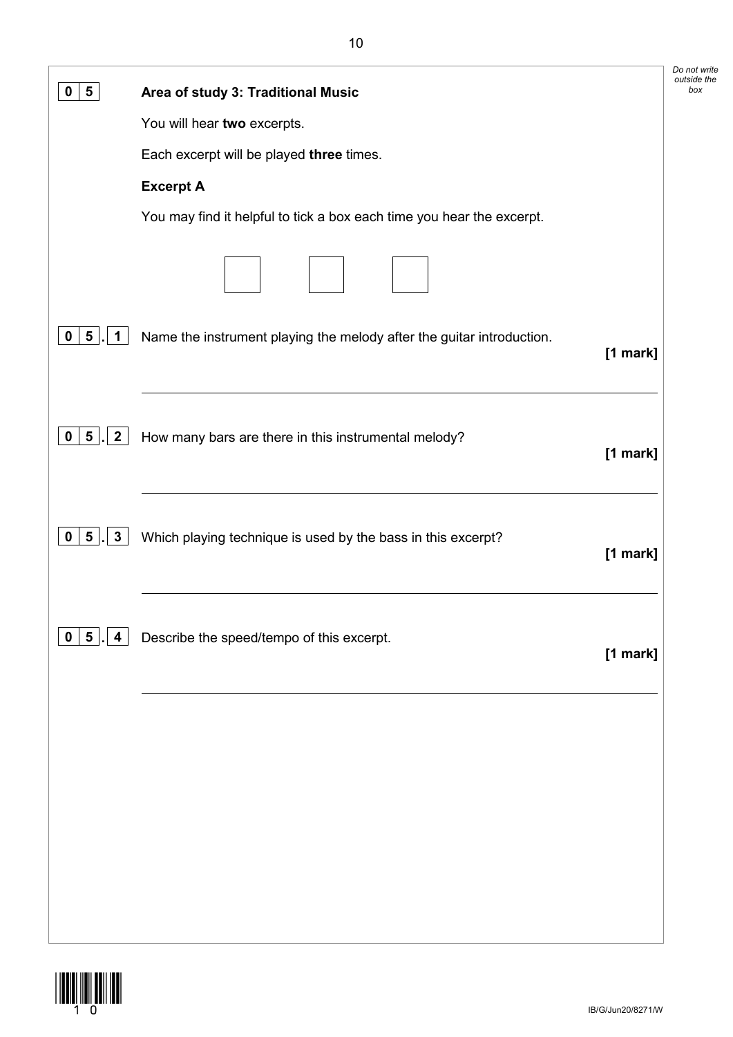**0 5** **Area of study 3: Traditional Music**

You will hear **two** excerpts.

Each excerpt will be played **three** times.

**Excerpt A**

You may find it helpful to tick a box each time you hear the excerpt.

☐ ☐ ☐

**0 5 . 1** Name the instrument playing the melody after the guitar introduction. **[1 mark]**

_______________________________________________

**0 5 . 2** How many bars are there in this instrumental melody? **[1 mark]**

_______________________________________________

**0 5 . 3** Which playing technique is used by the bass in this excerpt? **[1 mark]**

_______________________________________________

**0 5 . 4** Describe the speed/tempo of this excerpt. **[1 mark]**

_______________________________________________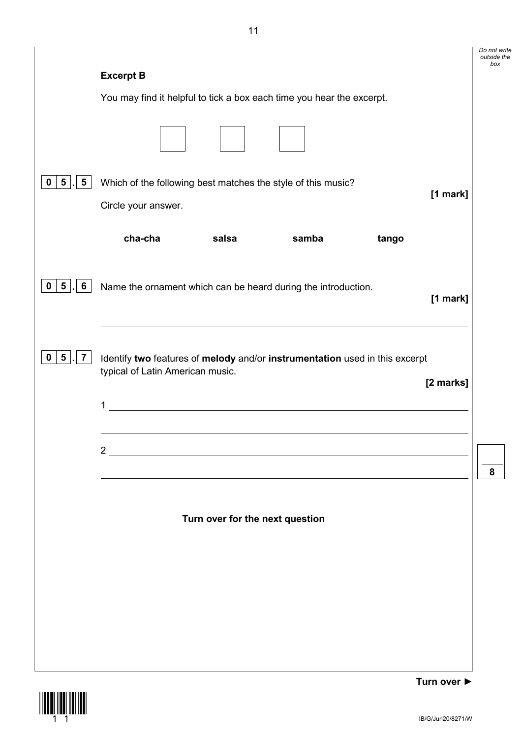**Excerpt B**

You may find it helpful to tick a box each time you hear the excerpt.

☐ ☐ ☐

**0 5 . 5** Which of the following best matches the style of this music?

**[1 mark]**

Circle your answer.

**cha-cha** **salsa** **samba** **tango**

**0 5 . 6** Name the ornament which can be heard during the introduction.

**[1 mark]**

______________________________________________

**0 5 . 7** Identify **two** features of **melody** and/or **instrumentation** used in this excerpt typical of Latin American music.

**[2 marks]**

1 ______________________________________________

______________________________________________

2 ______________________________________________

______________________________________________

**Turn over for the next question**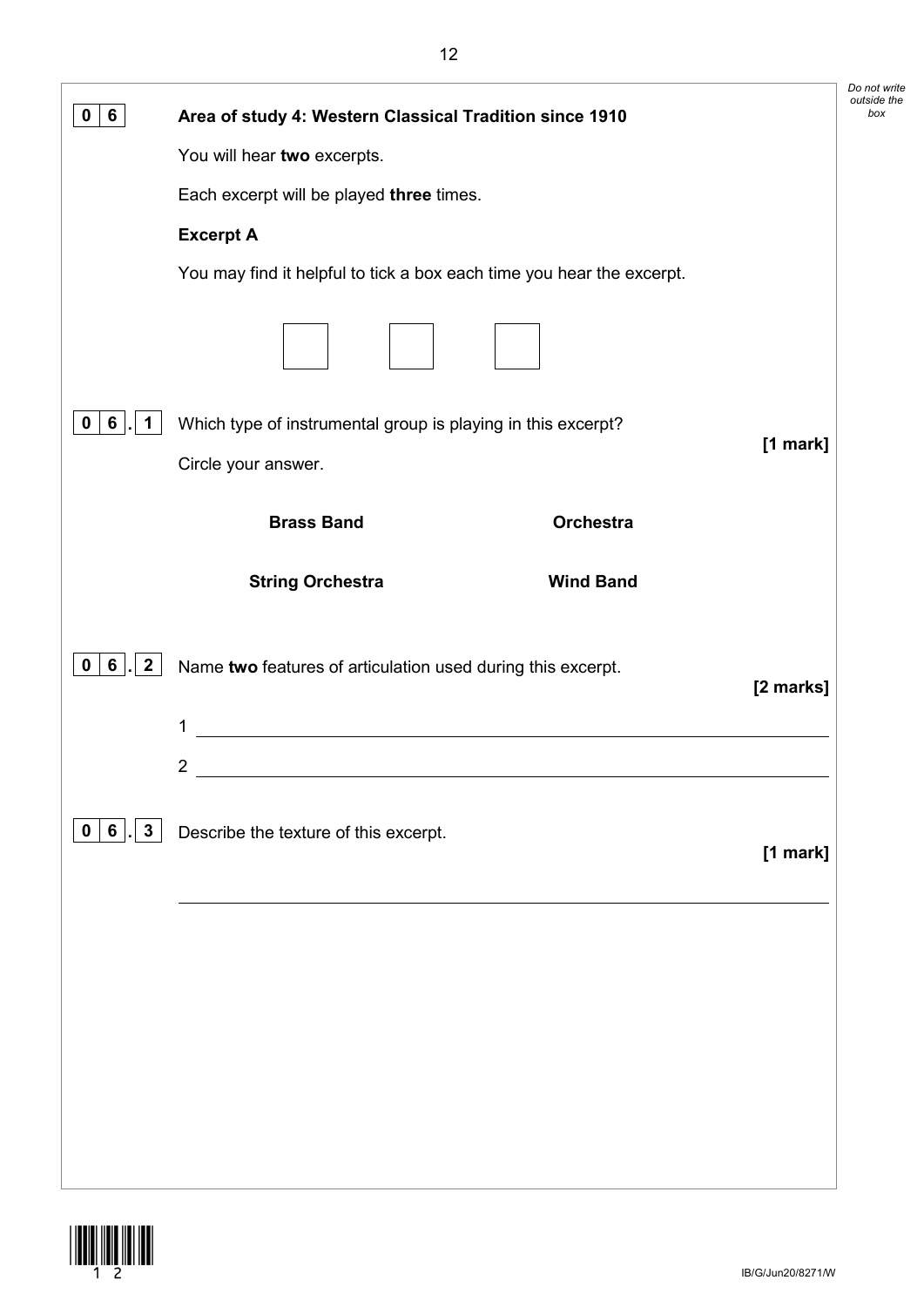## 0 6 Area of study 4: Western Classical Tradition since 1910

You will hear **two** excerpts.

Each excerpt will be played **three** times.

**Excerpt A**

You may find it helpful to tick a box each time you hear the excerpt.

☐ ☐ ☐

**0 6 . 1** Which type of instrumental group is playing in this excerpt? **[1 mark]**

Circle your answer.

| | |
|---|---|
| **Brass Band** | **Orchestra** |
| **String Orchestra** | **Wind Band** |

**0 6 . 2** Name **two** features of articulation used during this excerpt. **[2 marks]**

1 ______________________________________________

2 ______________________________________________

**0 6 . 3** Describe the texture of this excerpt. **[1 mark]**

______________________________________________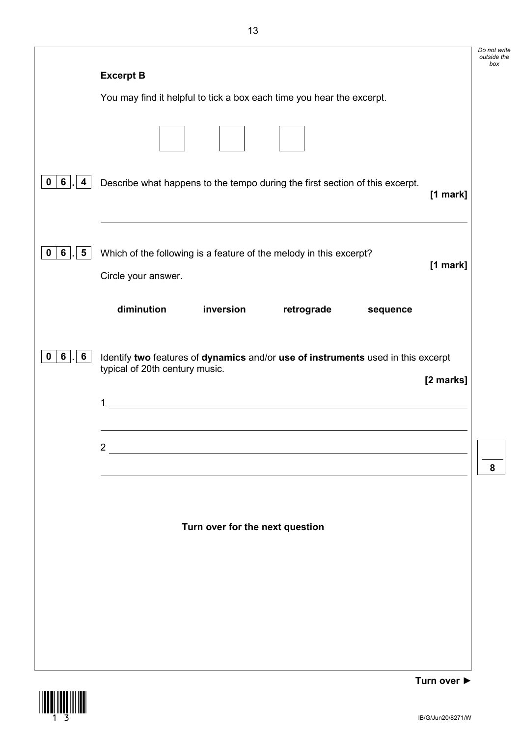**Excerpt B**

You may find it helpful to tick a box each time you hear the excerpt.

☐ ☐ ☐

**0 6 . 4** Describe what happens to the tempo during the first section of this excerpt. **[1 mark]**

______________________________________________________________________

**0 6 . 5** Which of the following is a feature of the melody in this excerpt? **[1 mark]**

Circle your answer.

**diminution** **inversion** **retrograde** **sequence**

**0 6 . 6** Identify **two** features of **dynamics** and/or **use of instruments** used in this excerpt typical of 20th century music. **[2 marks]**

1 ____________________________________________________________________

______________________________________________________________________

2 ____________________________________________________________________

______________________________________________________________________

**8**

**Turn over for the next question**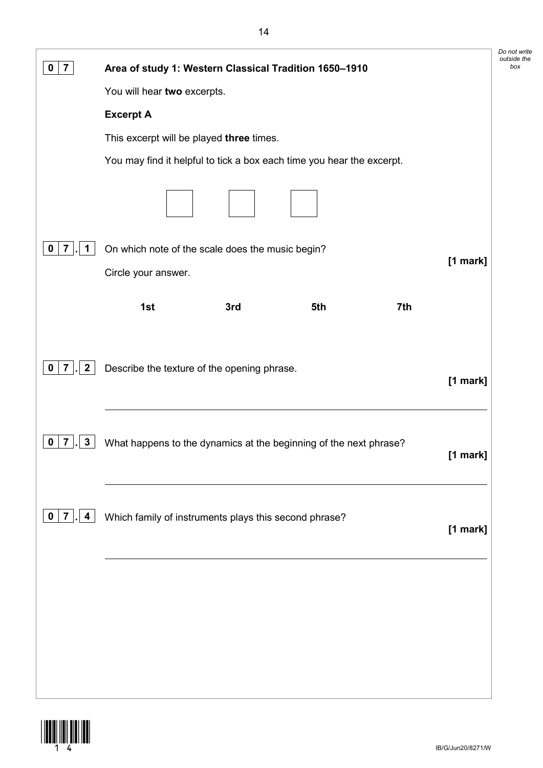**0 7** **Area of study 1: Western Classical Tradition 1650–1910**

You will hear **two** excerpts.

**Excerpt A**

This excerpt will be played **three** times.

You may find it helpful to tick a box each time you hear the excerpt.

☐ ☐ ☐

**0 7 . 1** On which note of the scale does the music begin?

**[1 mark]**

Circle your answer.

**1st** **3rd** **5th** **7th**

**0 7 . 2** Describe the texture of the opening phrase.

**[1 mark]**

___

**0 7 . 3** What happens to the dynamics at the beginning of the next phrase?

**[1 mark]**

___

**0 7 . 4** Which family of instruments plays this second phrase?

**[1 mark]**

___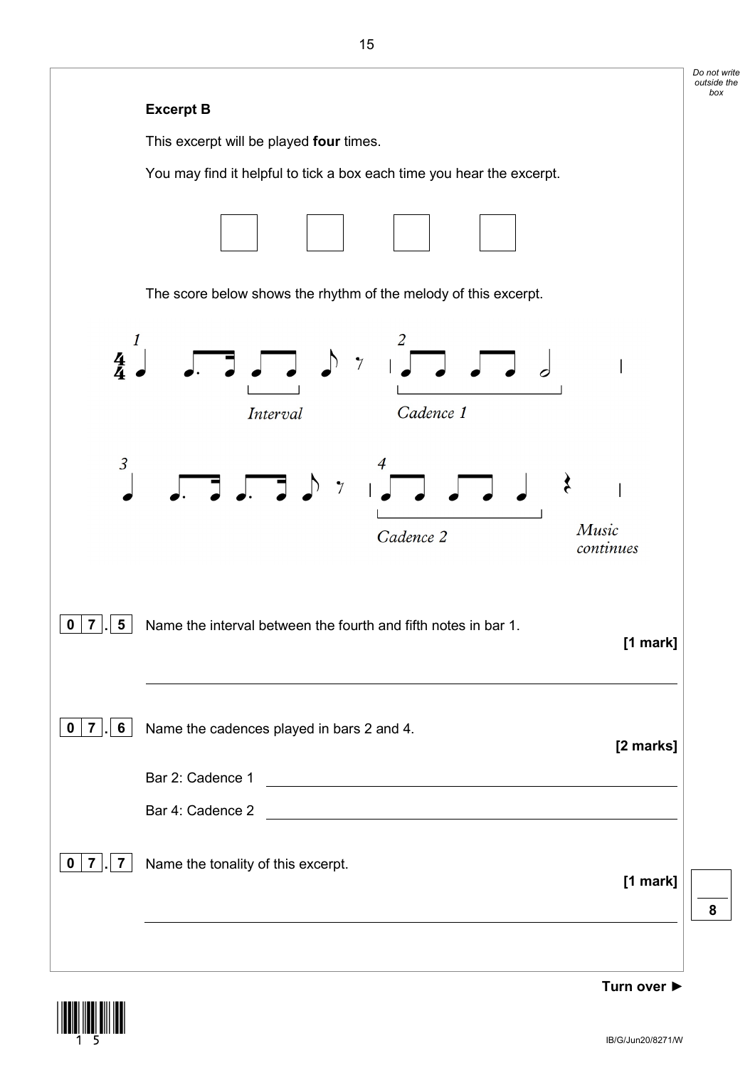**Excerpt B**

This excerpt will be played **four** times.

You may find it helpful to tick a box each time you hear the excerpt.

☐ ☐ ☐ ☐

The score below shows the rhythm of the melody of this excerpt.

*Interval*

*Cadence 1*

*Cadence 2*

*Music continues*

**0 7 . 5** Name the interval between the fourth and fifth notes in bar 1.

**[1 mark]**

\_\_\_\_\_\_\_\_\_\_\_\_\_\_\_\_\_\_\_\_\_\_\_\_\_\_\_\_\_\_\_\_\_\_\_\_\_\_\_\_

**0 7 . 6** Name the cadences played in bars 2 and 4.

**[2 marks]**

Bar 2: Cadence 1 \_\_\_\_\_\_\_\_\_\_\_\_\_\_\_\_\_\_\_\_\_\_\_\_\_\_\_\_\_\_\_\_

Bar 4: Cadence 2 \_\_\_\_\_\_\_\_\_\_\_\_\_\_\_\_\_\_\_\_\_\_\_\_\_\_\_\_\_\_\_\_

**0 7 . 7** Name the tonality of this excerpt.

**[1 mark]**

\_\_\_\_\_\_\_\_\_\_\_\_\_\_\_\_\_\_\_\_\_\_\_\_\_\_\_\_\_\_\_\_\_\_\_\_\_\_\_\_

**Turn over ►**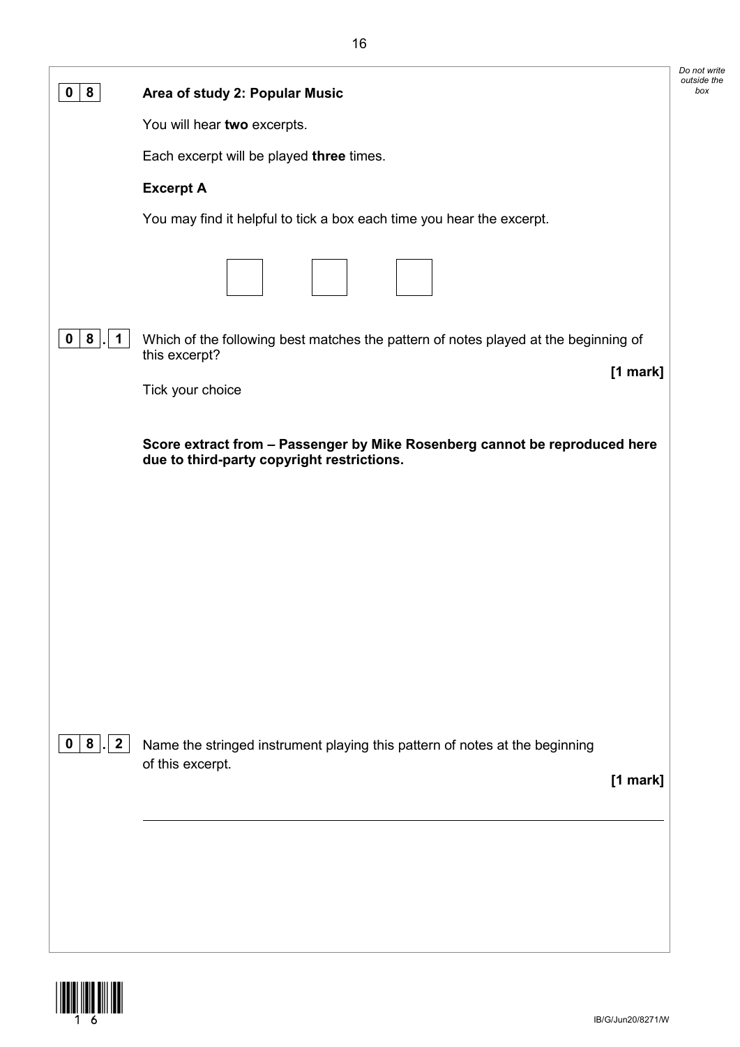**0 8** **Area of study 2: Popular Music**

You will hear **two** excerpts.

Each excerpt will be played **three** times.

**Excerpt A**

You may find it helpful to tick a box each time you hear the excerpt.

☐ ☐ ☐

**0 8 . 1** Which of the following best matches the pattern of notes played at the beginning of this excerpt?

**[1 mark]**

Tick your choice

**Score extract from – Passenger by Mike Rosenberg cannot be reproduced here due to third-party copyright restrictions.**

**0 8 . 2** Name the stringed instrument playing this pattern of notes at the beginning of this excerpt.

**[1 mark]**

\_\_\_\_\_\_\_\_\_\_\_\_\_\_\_\_\_\_\_\_\_\_\_\_\_\_\_\_\_\_\_\_\_\_\_\_\_\_\_\_\_\_\_\_\_\_\_\_\_\_\_\_\_\_\_\_\_\_\_\_\_\_\_\_\_\_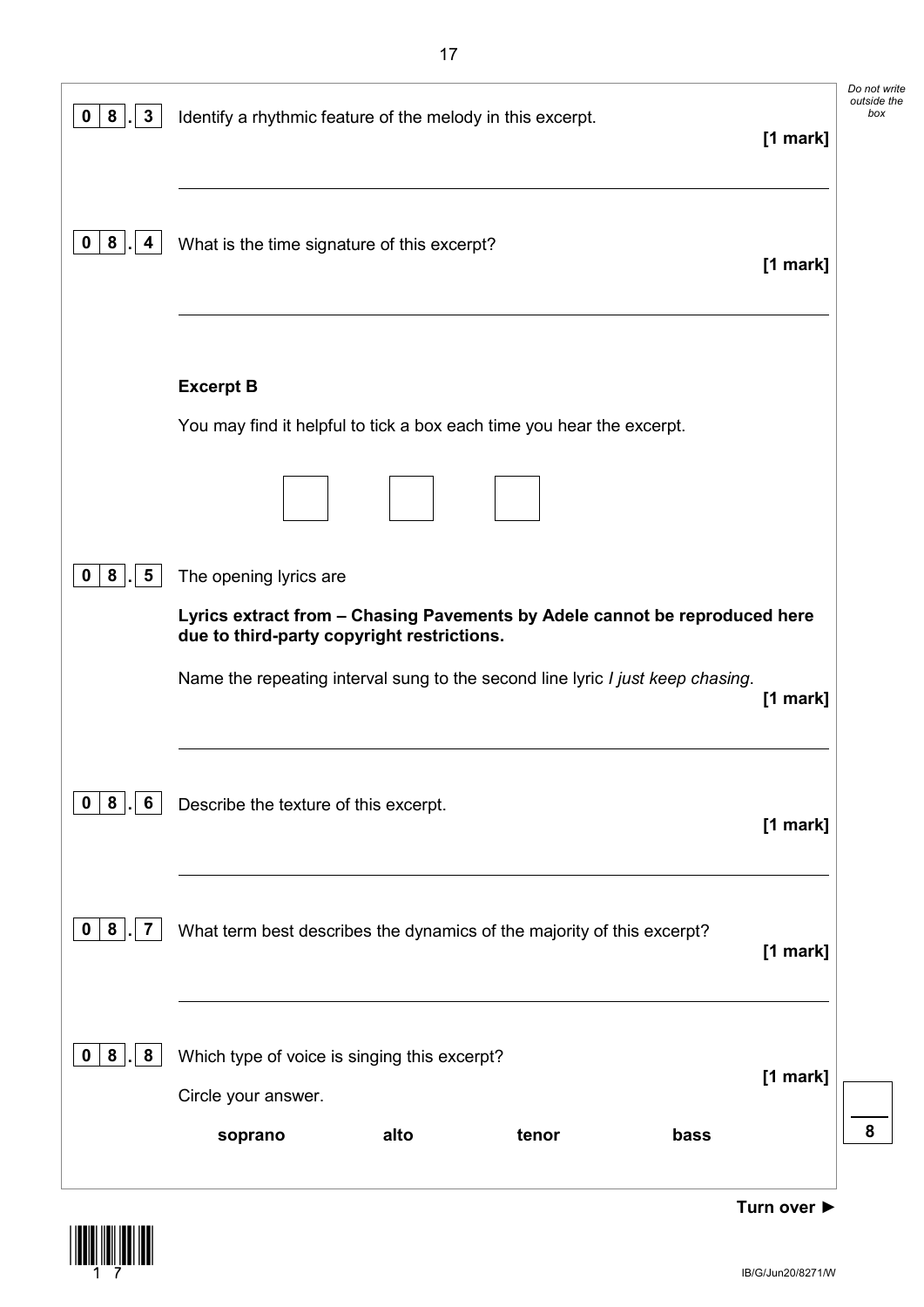**0 8 . 3** Identify a rhythmic feature of the melody in this excerpt. **[1 mark]**

______________________________________________________________________

**0 8 . 4** What is the time signature of this excerpt? **[1 mark]**

______________________________________________________________________

**Excerpt B**

You may find it helpful to tick a box each time you hear the excerpt.

☐ ☐ ☐

**0 8 . 5** The opening lyrics are

**Lyrics extract from – Chasing Pavements by Adele cannot be reproduced here due to third-party copyright restrictions.**

Name the repeating interval sung to the second line lyric *I just keep chasing*. **[1 mark]**

______________________________________________________________________

**0 8 . 6** Describe the texture of this excerpt. **[1 mark]**

______________________________________________________________________

**0 8 . 7** What term best describes the dynamics of the majority of this excerpt? **[1 mark]**

______________________________________________________________________

**0 8 . 8** Which type of voice is singing this excerpt? **[1 mark]**

Circle your answer.

**soprano** **alto** **tenor** **bass**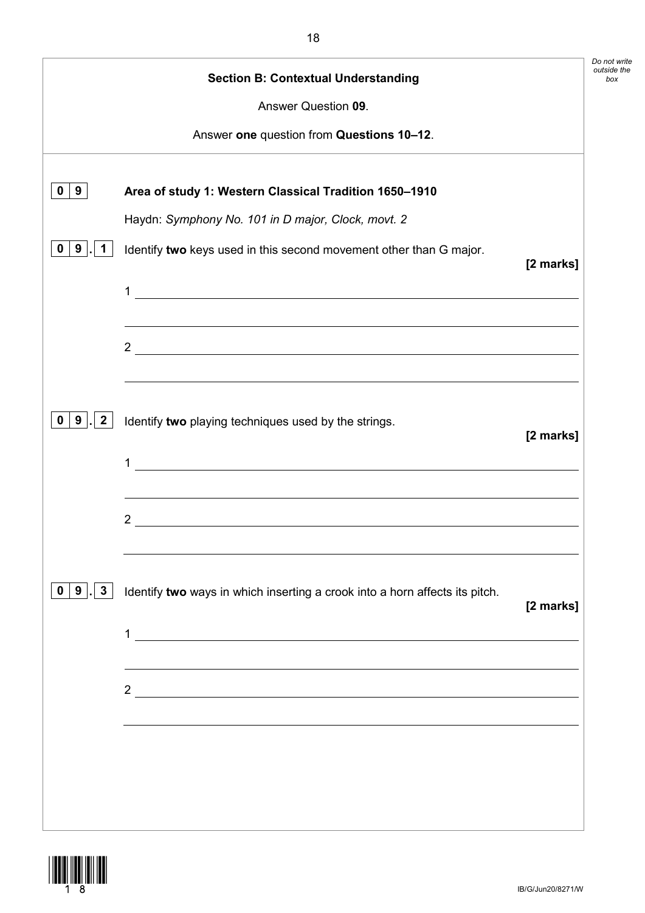## Section B: Contextual Understanding

Answer Question **09**.

Answer **one** question from **Questions 10–12**.

**0 9** **Area of study 1: Western Classical Tradition 1650–1910**

Haydn: *Symphony No. 101 in D major, Clock, movt. 2*

**0 9 . 1** Identify **two** keys used in this second movement other than G major. **[2 marks]**

1 ______________________________________________

______________________________________________

2 ______________________________________________

______________________________________________

**0 9 . 2** Identify **two** playing techniques used by the strings. **[2 marks]**

1 ______________________________________________

______________________________________________

2 ______________________________________________

______________________________________________

**0 9 . 3** Identify **two** ways in which inserting a crook into a horn affects its pitch. **[2 marks]**

1 ______________________________________________

______________________________________________

2 ______________________________________________

______________________________________________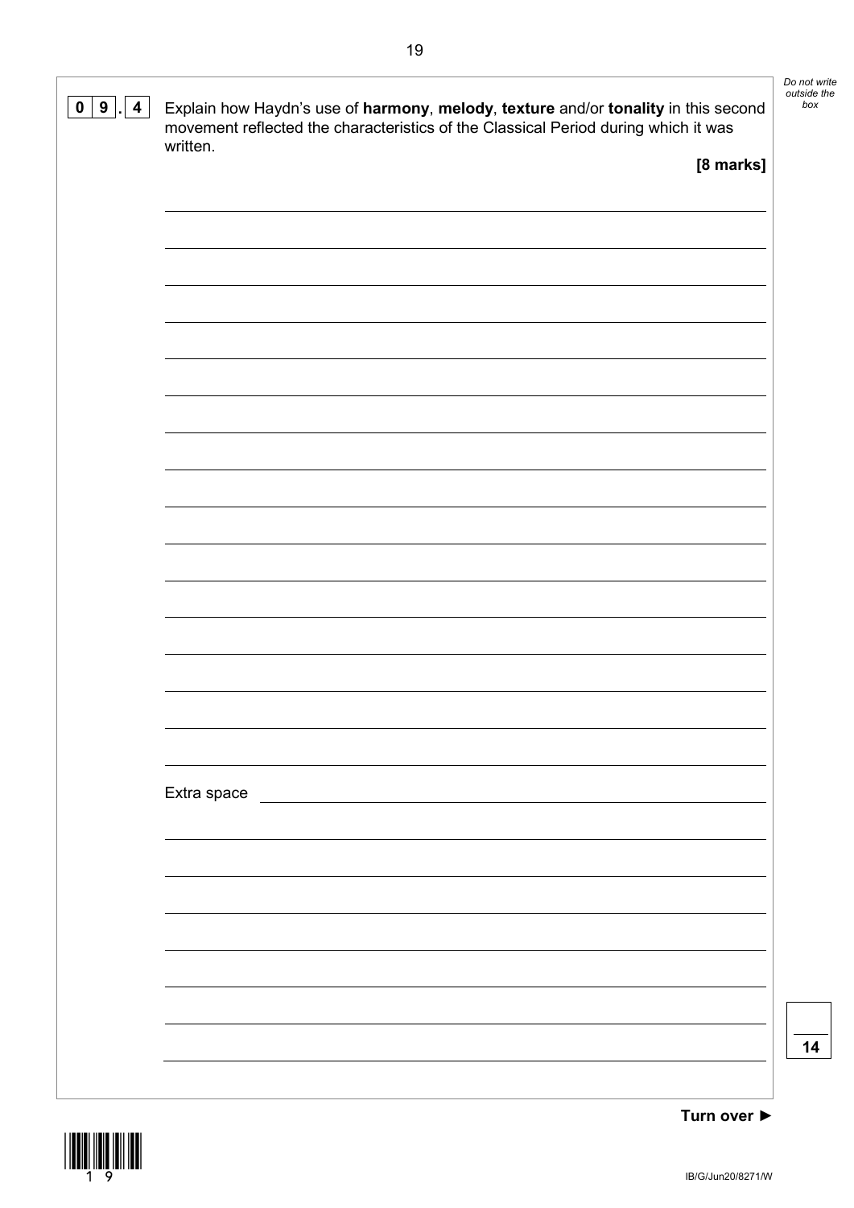**0 9 . 4** Explain how Haydn's use of **harmony**, **melody**, **texture** and/or **tonality** in this second movement reflected the characteristics of the Classical Period during which it was written.

**[8 marks]**

Extra space

Turn over ►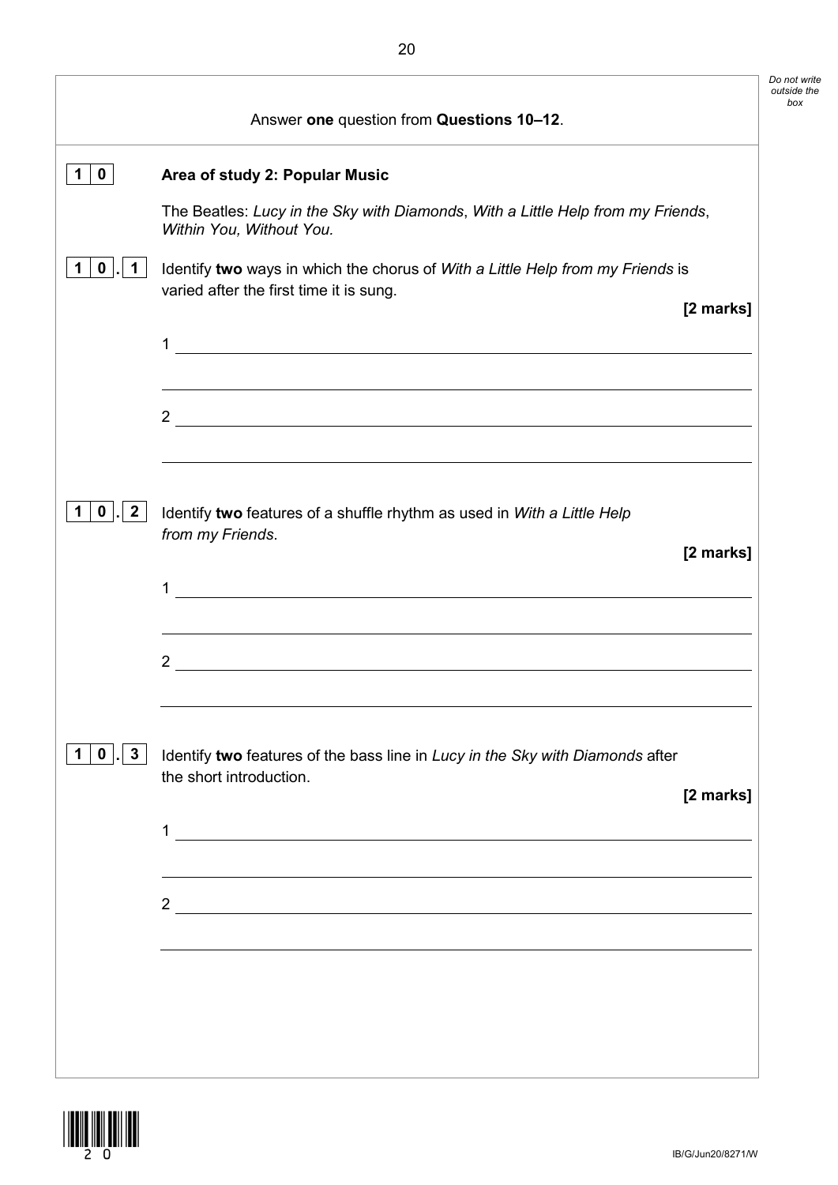Answer **one** question from **Questions 10–12**.

**1 0** **Area of study 2: Popular Music**

The Beatles: *Lucy in the Sky with Diamonds*, *With a Little Help from my Friends*, *Within You, Without You.*

**1 0 . 1** Identify **two** ways in which the chorus of *With a Little Help from my Friends* is varied after the first time it is sung.

**[2 marks]**

1 ______________________________________________________________

______________________________________________________________

2 ______________________________________________________________

______________________________________________________________

**1 0 . 2** Identify **two** features of a shuffle rhythm as used in *With a Little Help from my Friends*.

**[2 marks]**

1 ______________________________________________________________

______________________________________________________________

2 ______________________________________________________________

______________________________________________________________

**1 0 . 3** Identify **two** features of the bass line in *Lucy in the Sky with Diamonds* after the short introduction.

**[2 marks]**

1 ______________________________________________________________

______________________________________________________________

2 ______________________________________________________________

______________________________________________________________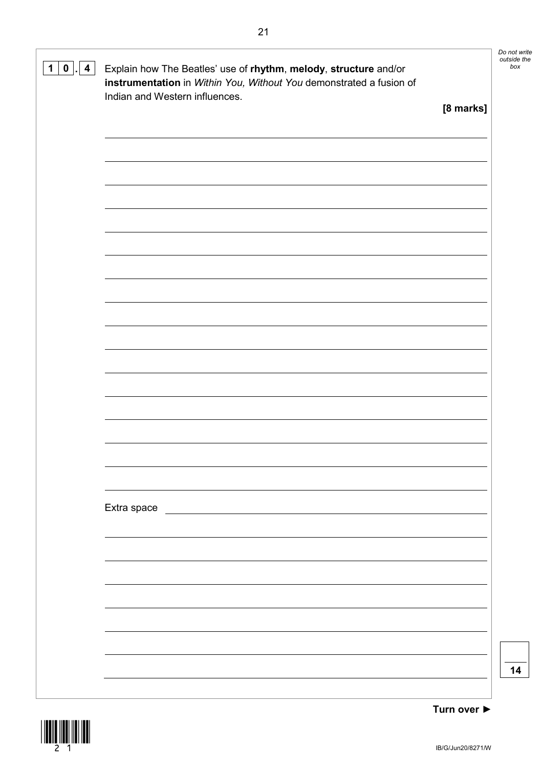**1 0 . 4** Explain how The Beatles' use of **rhythm**, **melody**, **structure** and/or **instrumentation** in *Within You, Without You* demonstrated a fusion of Indian and Western influences.

**[8 marks]**

Extra space

**14**

**Turn over ►**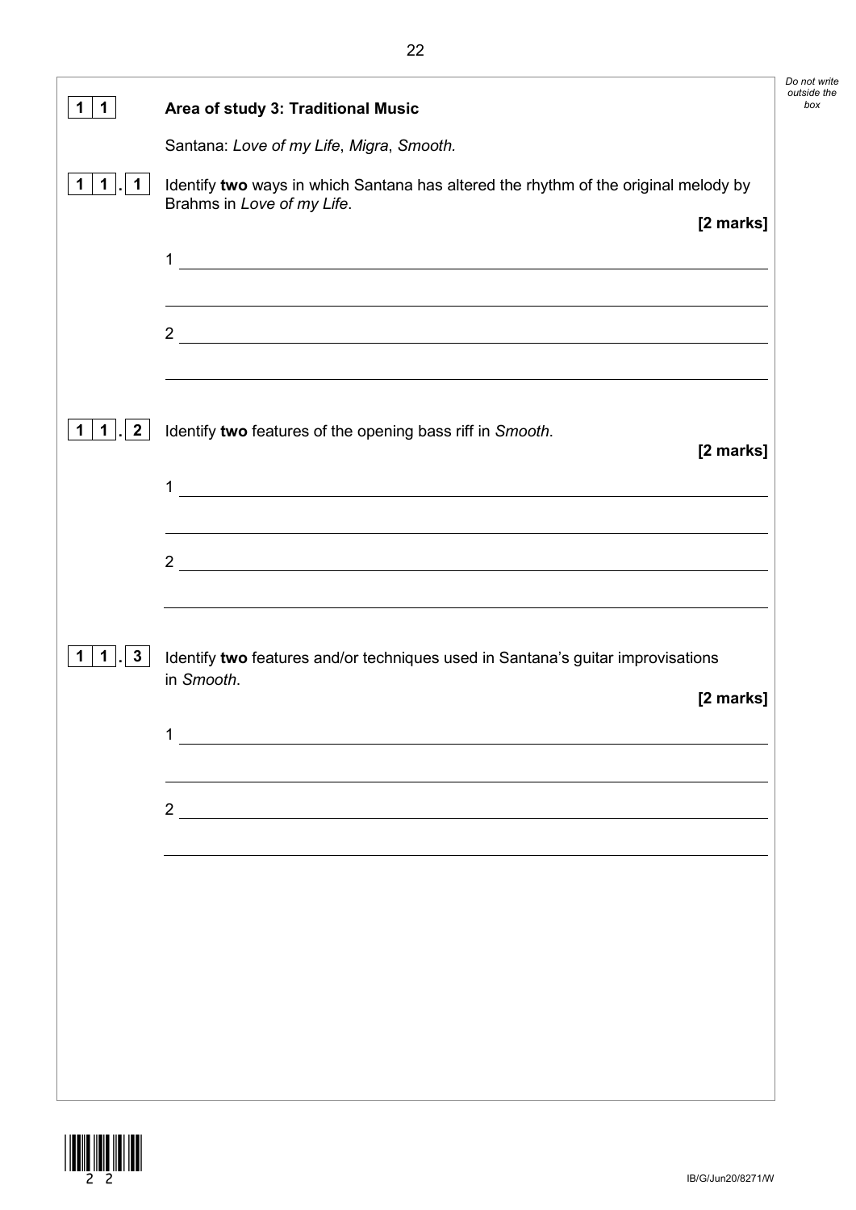**1 1** **Area of study 3: Traditional Music**

Santana: *Love of my Life*, *Migra*, *Smooth*.

**1 1 . 1** Identify **two** ways in which Santana has altered the rhythm of the original melody by Brahms in *Love of my Life*.

**[2 marks]**

1 ____________________________________________

____________________________________________

2 ____________________________________________

____________________________________________

**1 1 . 2** Identify **two** features of the opening bass riff in *Smooth*.

**[2 marks]**

1 ____________________________________________

____________________________________________

2 ____________________________________________

____________________________________________

**1 1 . 3** Identify **two** features and/or techniques used in Santana's guitar improvisations in *Smooth*.

**[2 marks]**

1 ____________________________________________

____________________________________________

2 ____________________________________________

____________________________________________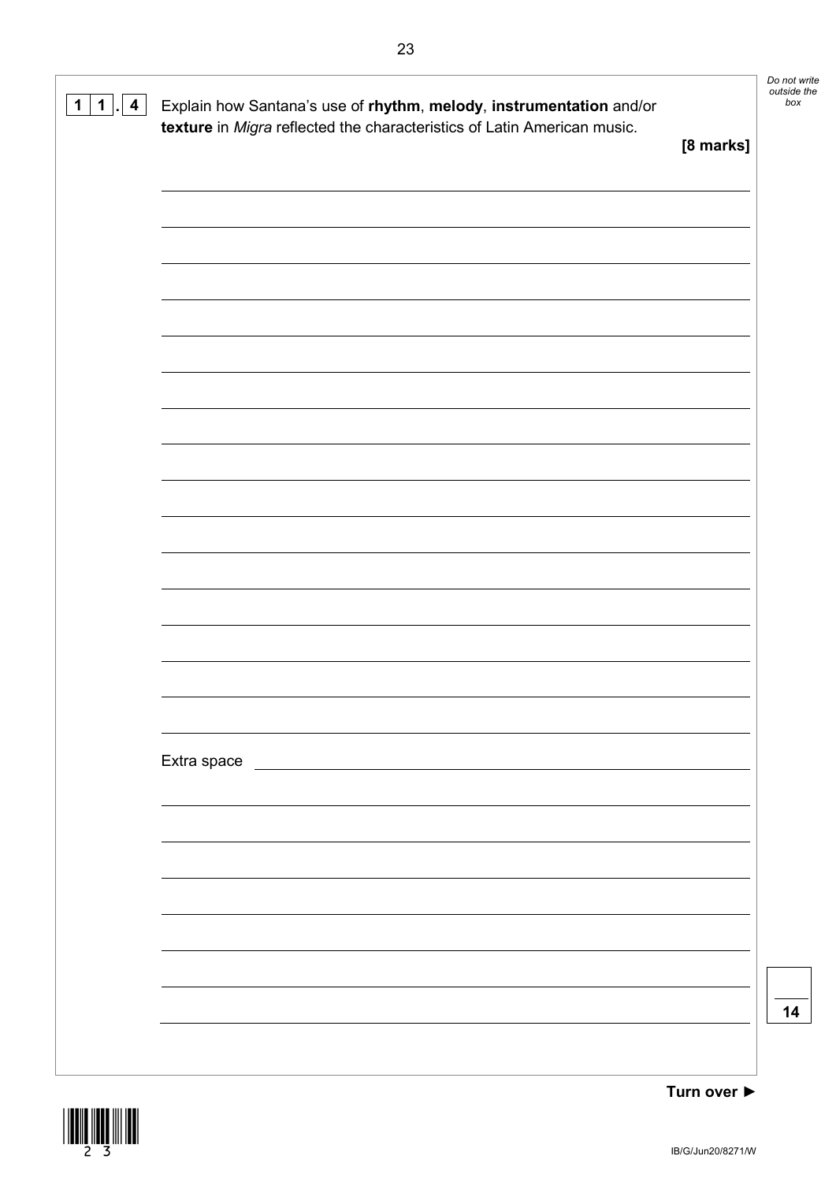**1 1 . 4** Explain how Santana's use of **rhythm**, **melody**, **instrumentation** and/or **texture** in *Migra* reflected the characteristics of Latin American music.

**[8 marks]**

Extra space

**Turn over ►**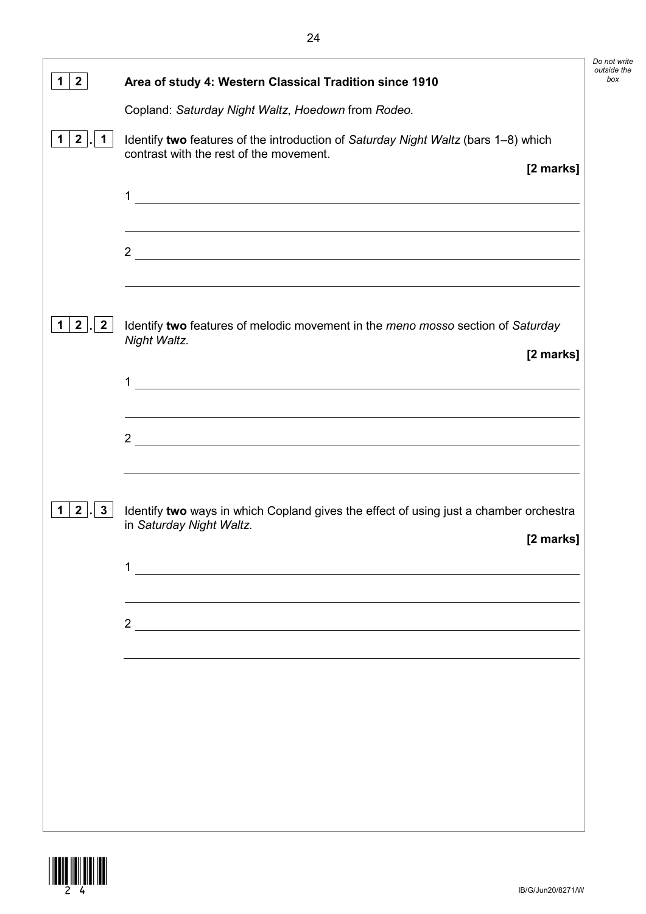**1 2** **Area of study 4: Western Classical Tradition since 1910**

Copland: *Saturday Night Waltz*, *Hoedown* from *Rodeo.*

**1 2 . 1** Identify **two** features of the introduction of *Saturday Night Waltz* (bars 1–8) which contrast with the rest of the movement.

**[2 marks]**

1 ______________________________________________________________

______________________________________________________________

2 ______________________________________________________________

______________________________________________________________

**1 2 . 2** Identify **two** features of melodic movement in the *meno mosso* section of *Saturday Night Waltz.*

**[2 marks]**

1 ______________________________________________________________

______________________________________________________________

2 ______________________________________________________________

______________________________________________________________

**1 2 . 3** Identify **two** ways in which Copland gives the effect of using just a chamber orchestra in *Saturday Night Waltz.*

**[2 marks]**

1 ______________________________________________________________

______________________________________________________________

2 ______________________________________________________________

______________________________________________________________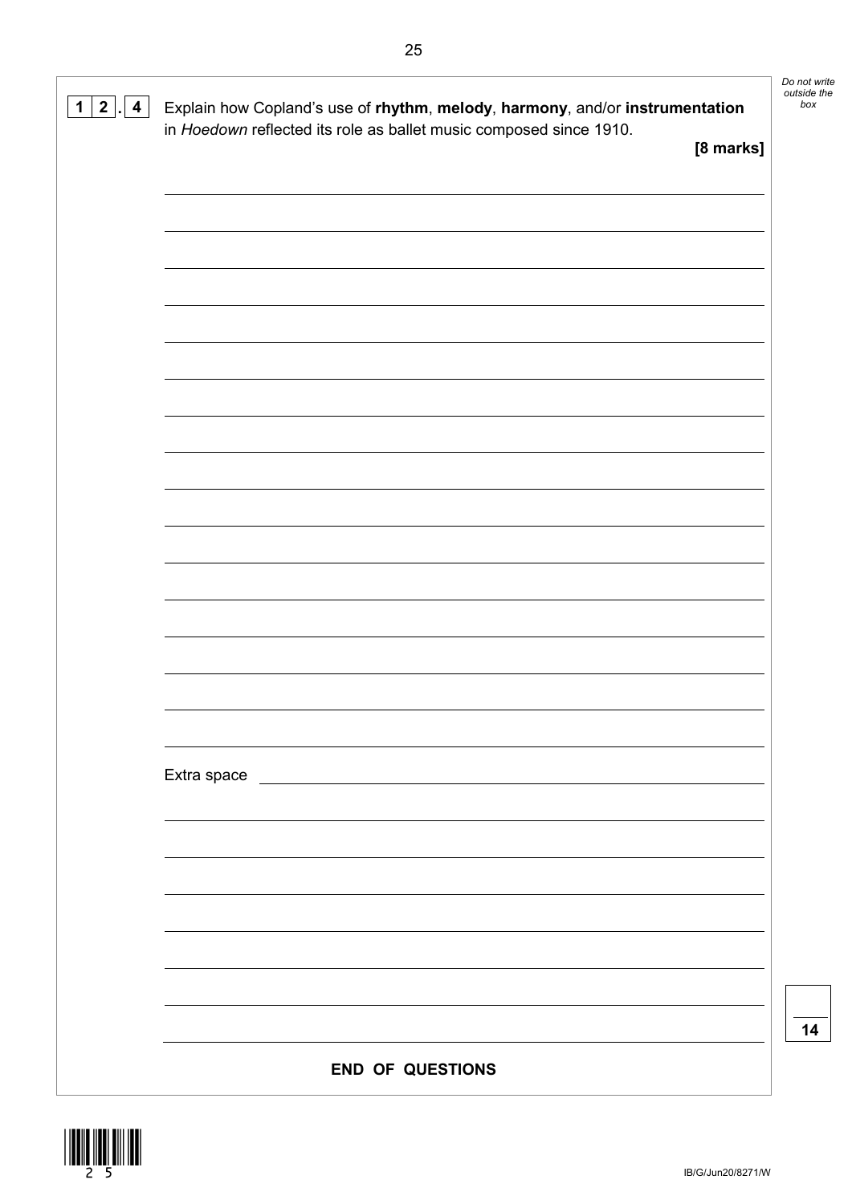**1 2 . 4** Explain how Copland's use of **rhythm**, **melody**, **harmony**, and/or **instrumentation** in *Hoedown* reflected its role as ballet music composed since 1910.

**[8 marks]**

Extra space

**END OF QUESTIONS**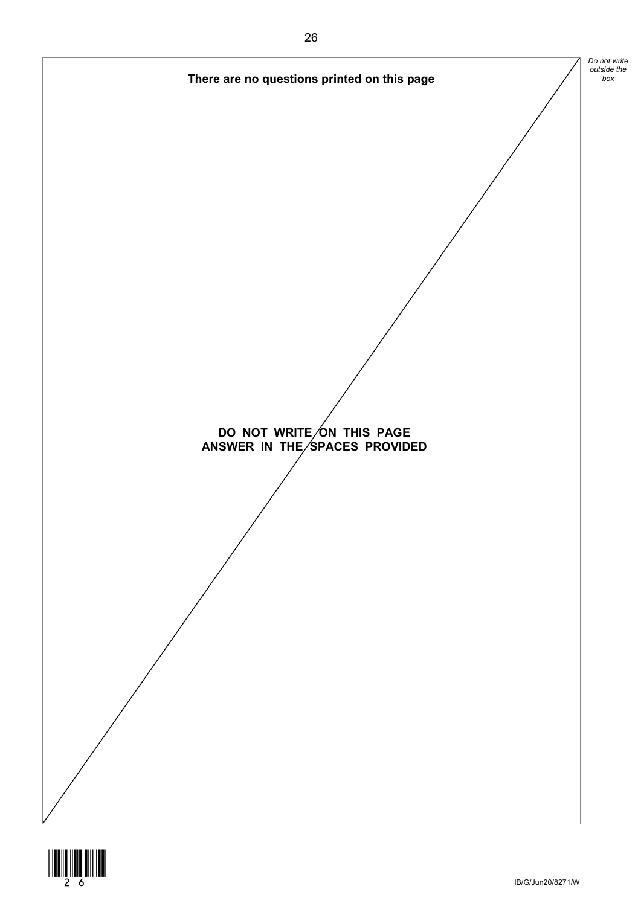**There are no questions printed on this page**

**DO NOT WRITE ON THIS PAGE**
**ANSWER IN THE SPACES PROVIDED**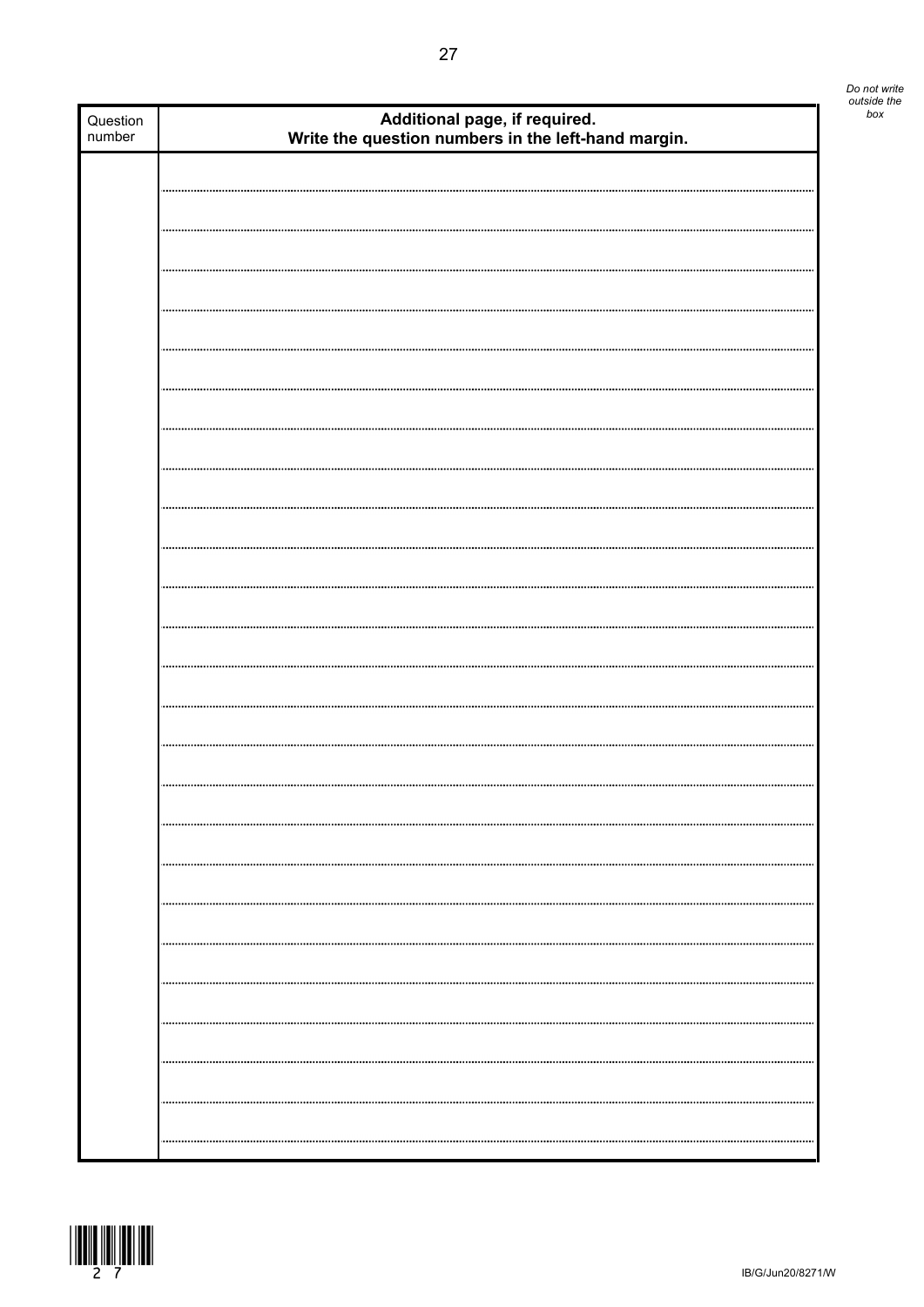*Do not write outside the box*

| Question number | Additional page, if required. Write the question numbers in the left-hand margin. |
| --- | --- |
| | |

IB/G/Jun20/8271/W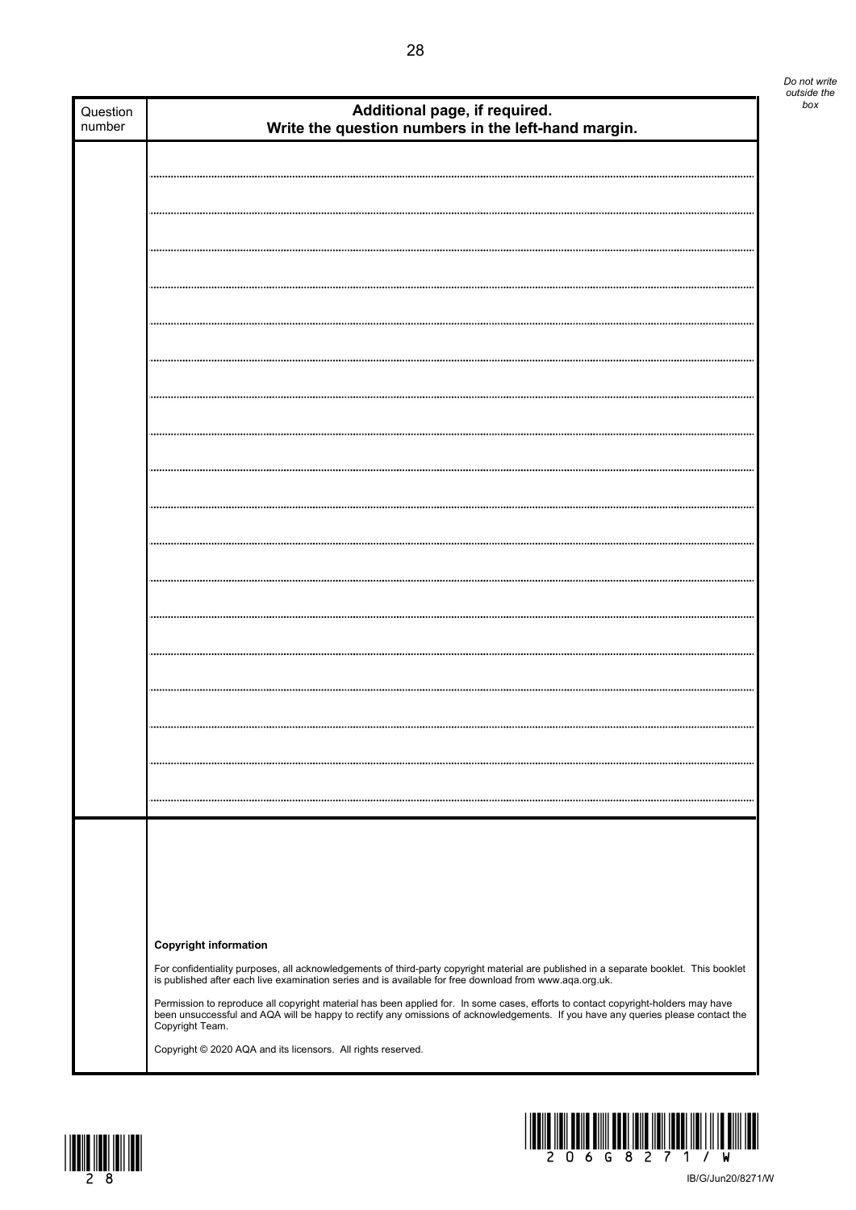*Do not write outside the box*

| Question number | **Additional page, if required. Write the question numbers in the left-hand margin.** |
| --- | --- |
| | |

**Copyright information**

For confidentiality purposes, all acknowledgements of third-party copyright material are published in a separate booklet. This booklet is published after each live examination series and is available for free download from www.aqa.org.uk.

Permission to reproduce all copyright material has been applied for. In some cases, efforts to contact copyright-holders may have been unsuccessful and AQA will be happy to rectify any omissions of acknowledgements. If you have any queries please contact the Copyright Team.

Copyright © 2020 AQA and its licensors. All rights reserved.

IB/G/Jun20/8271/W